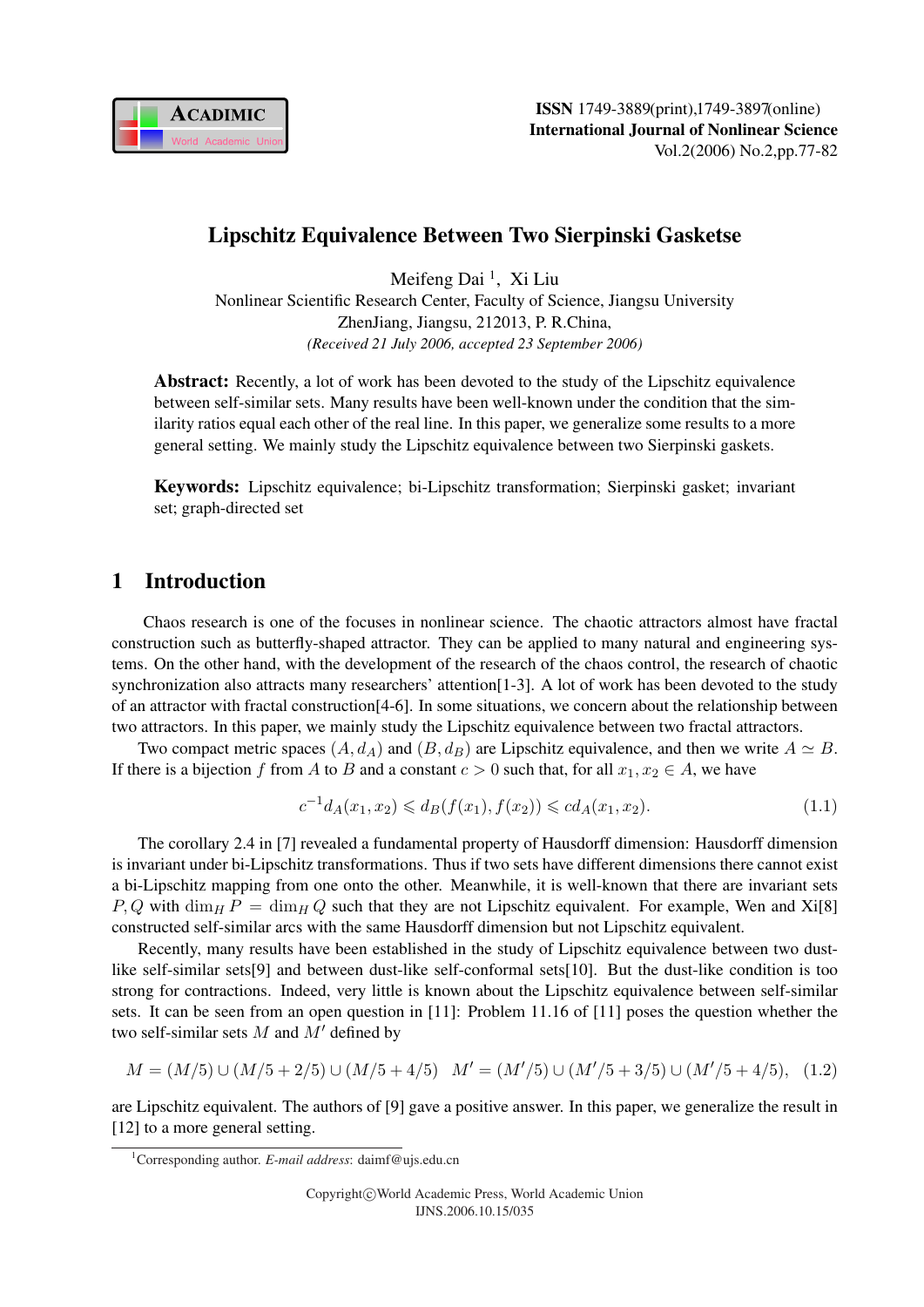# Lipschitz Equivalence Between Two Sierpinski Gasketse

Meifeng Dai [1], Xi Liu

Nonlinear Scientific Research Center, Faculty of Science, Jiangsu University
ZhenJiang, Jiangsu, 212013, P. R.China,

*(Received 21 July 2006, accepted 23 September 2006)*

**Abstract:** Recently, a lot of work has been devoted to the study of the Lipschitz equivalence between self-similar sets. Many results have been well-known under the condition that the similarity ratios equal each other of the real line. In this paper, we generalize some results to a more general setting. We mainly study the Lipschitz equivalence between two Sierpinski gaskets.

**Keywords:** Lipschitz equivalence; bi-Lipschitz transformation; Sierpinski gasket; invariant set; graph-directed set

## 1 Introduction

Chaos research is one of the focuses in nonlinear science. The chaotic attractors almost have fractal construction such as butterfly-shaped attractor. They can be applied to many natural and engineering systems. On the other hand, with the development of the research of the chaos control, the research of chaotic synchronization also attracts many researchers' attention[1-3]. A lot of work has been devoted to the study of an attractor with fractal construction[4-6]. In some situations, we concern about the relationship between two attractors. In this paper, we mainly study the Lipschitz equivalence between two fractal attractors.

Two compact metric spaces $(A, d_A)$ and $(B, d_B)$ are Lipschitz equivalence, and then we write $A \simeq B$. If there is a bijection $f$ from $A$ to $B$ and a constant $c > 0$ such that, for all $x_1, x_2 \in A$, we have

$$c^{-1} d_A(x_1, x_2) \leqslant d_B(f(x_1), f(x_2)) \leqslant c d_A(x_1, x_2). \tag{1.1}$$

The corollary 2.4 in [7] revealed a fundamental property of Hausdorff dimension: Hausdorff dimension is invariant under bi-Lipschitz transformations. Thus if two sets have different dimensions there cannot exist a bi-Lipschitz mapping from one onto the other. Meanwhile, it is well-known that there are invariant sets $P, Q$ with $\dim_H P = \dim_H Q$ such that they are not Lipschitz equivalent. For example, Wen and Xi[8] constructed self-similar arcs with the same Hausdorff dimension but not Lipschitz equivalent.

Recently, many results have been established in the study of Lipschitz equivalence between two dust-like self-similar sets[9] and between dust-like self-conformal sets[10]. But the dust-like condition is too strong for contractions. Indeed, very little is known about the Lipschitz equivalence between self-similar sets. It can be seen from an open question in [11]: Problem 11.16 of [11] poses the question whether the two self-similar sets $M$ and $M'$ defined by

$$M = (M/5) \cup (M/5 + 2/5) \cup (M/5 + 4/5) \quad M' = (M'/5) \cup (M'/5 + 3/5) \cup (M'/5 + 4/5), \tag{1.2}$$

are Lipschitz equivalent. The authors of [9] gave a positive answer. In this paper, we generalize the result in [12] to a more general setting.

[1] Corresponding author. *E-mail address*: daimf@ujs.edu.cn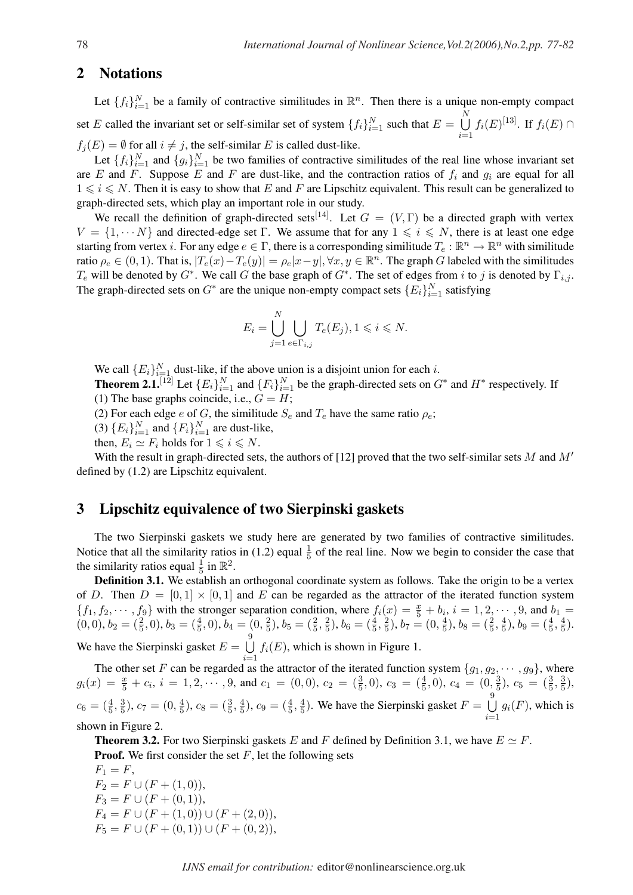## 2 Notations

Let $\{f_i\}_{i=1}^N$ be a family of contractive similitudes in $\mathbb{R}^n$. Then there is a unique non-empty compact set $E$ called the invariant set or self-similar set of system $\{f_i\}_{i=1}^N$ such that $E = \bigcup_{i=1}^{N} f_i(E)$[13]. If $f_i(E) \cap f_j(E) = \emptyset$ for all $i \neq j$, the self-similar $E$ is called dust-like.

Let $\{f_i\}_{i=1}^N$ and $\{g_i\}_{i=1}^N$ be two families of contractive similitudes of the real line whose invariant set are $E$ and $F$. Suppose $E$ and $F$ are dust-like, and the contraction ratios of $f_i$ and $g_i$ are equal for all $1 \leqslant i \leqslant N$. Then it is easy to show that $E$ and $F$ are Lipschitz equivalent. This result can be generalized to graph-directed sets, which play an important role in our study.

We recall the definition of graph-directed sets[14]. Let $G = (V, \Gamma)$ be a directed graph with vertex $V = \{1, \cdots N\}$ and directed-edge set $\Gamma$. We assume that for any $1 \leqslant i \leqslant N$, there is at least one edge starting from vertex $i$. For any edge $e \in \Gamma$, there is a corresponding similitude $T_e : \mathbb{R}^n \to \mathbb{R}^n$ with similitude ratio $\rho_e \in (0, 1)$. That is, $|T_e(x) - T_e(y)| = \rho_e|x - y|, \forall x, y \in \mathbb{R}^n$. The graph $G$ labeled with the similitudes $T_e$ will be denoted by $G^*$. We call $G$ the base graph of $G^*$. The set of edges from $i$ to $j$ is denoted by $\Gamma_{i,j}$. The graph-directed sets on $G^*$ are the unique non-empty compact sets $\{E_i\}_{i=1}^N$ satisfying

$$E_i = \bigcup_{j=1}^{N} \bigcup_{e \in \Gamma_{i,j}} T_e(E_j), 1 \leqslant i \leqslant N.$$

We call $\{E_i\}_{i=1}^N$ dust-like, if the above union is a disjoint union for each $i$.

**Theorem 2.1.**[12] Let $\{E_i\}_{i=1}^N$ and $\{F_i\}_{i=1}^N$ be the graph-directed sets on $G^*$ and $H^*$ respectively. If
(1) The base graphs coincide, i.e., $G = H$;
(2) For each edge $e$ of $G$, the similitude $S_e$ and $T_e$ have the same ratio $\rho_e$;
(3) $\{E_i\}_{i=1}^N$ and $\{F_i\}_{i=1}^N$ are dust-like,
then, $E_i \simeq F_i$ holds for $1 \leqslant i \leqslant N$.

With the result in graph-directed sets, the authors of [12] proved that the two self-similar sets $M$ and $M'$ defined by (1.2) are Lipschitz equivalent.

## 3 Lipschitz equivalence of two Sierpinski gaskets

The two Sierpinski gaskets we study here are generated by two families of contractive similitudes. Notice that all the similarity ratios in (1.2) equal $\frac{1}{5}$ of the real line. Now we begin to consider the case that the similarity ratios equal $\frac{1}{5}$ in $\mathbb{R}^2$.

**Definition 3.1.** We establish an orthogonal coordinate system as follows. Take the origin to be a vertex of $D$. Then $D = [0, 1] \times [0, 1]$ and $E$ can be regarded as the attractor of the iterated function system $\{f_1, f_2, \cdots, f_9\}$ with the stronger separation condition, where $f_i(x) = \frac{x}{5} + b_i$, $i = 1, 2, \cdots, 9$, and $b_1 = (0, 0)$, $b_2 = (\frac{2}{5}, 0)$, $b_3 = (\frac{4}{5}, 0)$, $b_4 = (0, \frac{2}{5})$, $b_5 = (\frac{2}{5}, \frac{2}{5})$, $b_6 = (\frac{4}{5}, \frac{2}{5})$, $b_7 = (0, \frac{4}{5})$, $b_8 = (\frac{2}{5}, \frac{4}{5})$, $b_9 = (\frac{4}{5}, \frac{4}{5})$. We have the Sierpinski gasket $E = \bigcup_{i=1}^{9} f_i(E)$, which is shown in Figure 1.

The other set $F$ can be regarded as the attractor of the iterated function system $\{g_1, g_2, \cdots, g_9\}$, where $g_i(x) = \frac{x}{5} + c_i$, $i = 1, 2, \cdots, 9$, and $c_1 = (0, 0)$, $c_2 = (\frac{3}{5}, 0)$, $c_3 = (\frac{4}{5}, 0)$, $c_4 = (0, \frac{3}{5})$, $c_5 = (\frac{3}{5}, \frac{3}{5})$, $c_6 = (\frac{4}{5}, \frac{3}{5})$, $c_7 = (0, \frac{4}{5})$, $c_8 = (\frac{3}{5}, \frac{4}{5})$, $c_9 = (\frac{4}{5}, \frac{4}{5})$. We have the Sierpinski gasket $F = \bigcup_{i=1}^{9} g_i(F)$, which is shown in Figure 2.

**Theorem 3.2.** For two Sierpinski gaskets $E$ and $F$ defined by Definition 3.1, we have $E \simeq F$.

**Proof.** We first consider the set $F$, let the following sets

$F_1 = F$,
$F_2 = F \cup (F + (1, 0))$,
$F_3 = F \cup (F + (0, 1))$,
$F_4 = F \cup (F + (1, 0)) \cup (F + (2, 0))$,
$F_5 = F \cup (F + (0, 1)) \cup (F + (0, 2))$,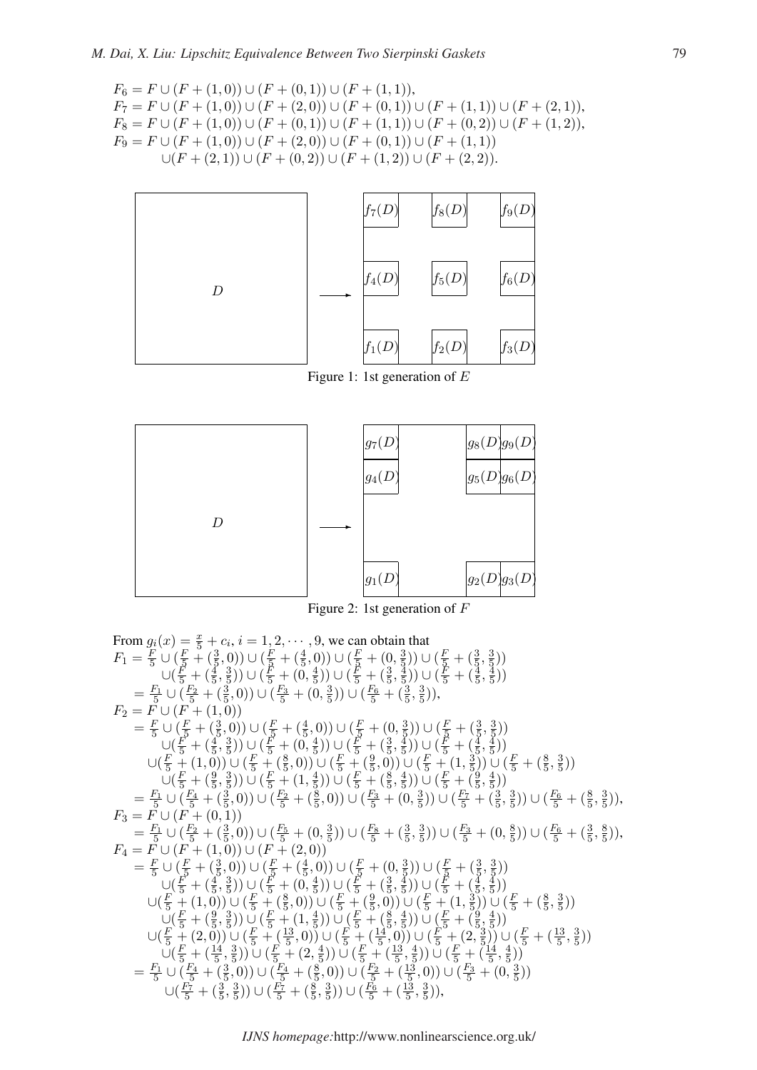$$
\begin{aligned}
F_6 &= F \cup (F+(1,0)) \cup (F+(0,1)) \cup (F+(1,1)),\\
F_7 &= F \cup (F+(1,0)) \cup (F+(2,0)) \cup (F+(0,1)) \cup (F+(1,1)) \cup (F+(2,1)),\\
F_8 &= F \cup (F+(1,0)) \cup (F+(0,1)) \cup (F+(1,1)) \cup (F+(0,2)) \cup (F+(1,2)),\\
F_9 &= F \cup (F+(1,0)) \cup (F+(2,0)) \cup (F+(0,1)) \cup (F+(1,1))\\
&\quad \cup (F+(2,1)) \cup (F+(0,2)) \cup (F+(1,2)) \cup (F+(2,2)).
\end{aligned}
$$

Figure 1: 1st generation of $E$

Figure 2: 1st generation of $F$

From $g_i(x) = \frac{x}{5} + c_i,\ i = 1, 2, \cdots, 9$, we can obtain that

$$
\begin{aligned}
F_1 &= \tfrac{F}{5} \cup (\tfrac{F}{5} + (\tfrac{3}{5}, 0)) \cup (\tfrac{F}{5} + (\tfrac{4}{5}, 0)) \cup (\tfrac{F}{5} + (0, \tfrac{3}{5})) \cup (\tfrac{F}{5} + (\tfrac{3}{5}, \tfrac{3}{5}))\\
&\quad \cup (\tfrac{F}{5} + (\tfrac{4}{5}, \tfrac{3}{5})) \cup (\tfrac{F}{5} + (0, \tfrac{4}{5})) \cup (\tfrac{F}{5} + (\tfrac{3}{5}, \tfrac{4}{5})) \cup (\tfrac{F}{5} + (\tfrac{4}{5}, \tfrac{4}{5}))\\
&= \tfrac{F_1}{5} \cup (\tfrac{F_2}{5} + (\tfrac{3}{5}, 0)) \cup (\tfrac{F_3}{5} + (0, \tfrac{3}{5})) \cup (\tfrac{F_6}{5} + (\tfrac{3}{5}, \tfrac{3}{5})),\\
F_2 &= F \cup (F + (1, 0))\\
&= \tfrac{F}{5} \cup (\tfrac{F}{5} + (\tfrac{3}{5}, 0)) \cup (\tfrac{F}{5} + (\tfrac{4}{5}, 0)) \cup (\tfrac{F}{5} + (0, \tfrac{3}{5})) \cup (\tfrac{F}{5} + (\tfrac{3}{5}, \tfrac{3}{5}))\\
&\quad \cup (\tfrac{F}{5} + (\tfrac{4}{5}, \tfrac{3}{5})) \cup (\tfrac{F}{5} + (0, \tfrac{4}{5})) \cup (\tfrac{F}{5} + (\tfrac{3}{5}, \tfrac{4}{5})) \cup (\tfrac{F}{5} + (\tfrac{4}{5}, \tfrac{4}{5}))\\
&\quad \cup (\tfrac{F}{5} + (1, 0)) \cup (\tfrac{F}{5} + (\tfrac{8}{5}, 0)) \cup (\tfrac{F}{5} + (\tfrac{9}{5}, 0)) \cup (\tfrac{F}{5} + (1, \tfrac{3}{5})) \cup (\tfrac{F}{5} + (\tfrac{8}{5}, \tfrac{3}{5}))\\
&\quad \cup (\tfrac{F}{5} + (\tfrac{9}{5}, \tfrac{3}{5})) \cup (\tfrac{F}{5} + (1, \tfrac{4}{5})) \cup (\tfrac{F}{5} + (\tfrac{8}{5}, \tfrac{4}{5})) \cup (\tfrac{F}{5} + (\tfrac{9}{5}, \tfrac{4}{5}))\\
&= \tfrac{F_1}{5} \cup (\tfrac{F_4}{5} + (\tfrac{3}{5}, 0)) \cup (\tfrac{F_2}{5} + (\tfrac{8}{5}, 0)) \cup (\tfrac{F_3}{5} + (0, \tfrac{3}{5})) \cup (\tfrac{F_7}{5} + (\tfrac{3}{5}, \tfrac{3}{5})) \cup (\tfrac{F_6}{5} + (\tfrac{8}{5}, \tfrac{3}{5})),\\
F_3 &= F \cup (F + (0, 1))\\
&= \tfrac{F_1}{5} \cup (\tfrac{F_2}{5} + (\tfrac{3}{5}, 0)) \cup (\tfrac{F_5}{5} + (0, \tfrac{3}{5})) \cup (\tfrac{F_8}{5} + (\tfrac{3}{5}, \tfrac{3}{5})) \cup (\tfrac{F_3}{5} + (0, \tfrac{8}{5})) \cup (\tfrac{F_6}{5} + (\tfrac{3}{5}, \tfrac{8}{5})),\\
F_4 &= F \cup (F + (1, 0)) \cup (F + (2, 0))\\
&= \tfrac{F}{5} \cup (\tfrac{F}{5} + (\tfrac{3}{5}, 0)) \cup (\tfrac{F}{5} + (\tfrac{4}{5}, 0)) \cup (\tfrac{F}{5} + (0, \tfrac{3}{5})) \cup (\tfrac{F}{5} + (\tfrac{3}{5}, \tfrac{3}{5}))\\
&\quad \cup (\tfrac{F}{5} + (\tfrac{4}{5}, \tfrac{3}{5})) \cup (\tfrac{F}{5} + (0, \tfrac{4}{5})) \cup (\tfrac{F}{5} + (\tfrac{3}{5}, \tfrac{4}{5})) \cup (\tfrac{F}{5} + (\tfrac{4}{5}, \tfrac{4}{5}))\\
&\quad \cup (\tfrac{F}{5} + (1, 0)) \cup (\tfrac{F}{5} + (\tfrac{8}{5}, 0)) \cup (\tfrac{F}{5} + (\tfrac{9}{5}, 0)) \cup (\tfrac{F}{5} + (1, \tfrac{3}{5})) \cup (\tfrac{F}{5} + (\tfrac{8}{5}, \tfrac{3}{5}))\\
&\quad \cup (\tfrac{F}{5} + (\tfrac{9}{5}, \tfrac{3}{5})) \cup (\tfrac{F}{5} + (1, \tfrac{4}{5})) \cup (\tfrac{F}{5} + (\tfrac{8}{5}, \tfrac{4}{5})) \cup (\tfrac{F}{5} + (\tfrac{9}{5}, \tfrac{4}{5}))\\
&\quad \cup (\tfrac{F}{5} + (2, 0)) \cup (\tfrac{F}{5} + (\tfrac{13}{5}, 0)) \cup (\tfrac{F}{5} + (\tfrac{14}{5}, 0)) \cup (\tfrac{F}{5} + (2, \tfrac{3}{5})) \cup (\tfrac{F}{5} + (\tfrac{13}{5}, \tfrac{3}{5}))\\
&\quad \cup (\tfrac{F}{5} + (\tfrac{14}{5}, \tfrac{3}{5})) \cup (\tfrac{F}{5} + (2, \tfrac{4}{5})) \cup (\tfrac{F}{5} + (\tfrac{13}{5}, \tfrac{4}{5})) \cup (\tfrac{F}{5} + (\tfrac{14}{5}, \tfrac{4}{5}))\\
&= \tfrac{F_1}{5} \cup (\tfrac{F_4}{5} + (\tfrac{3}{5}, 0)) \cup (\tfrac{F_4}{5} + (\tfrac{8}{5}, 0)) \cup (\tfrac{F_2}{5} + (\tfrac{13}{5}, 0)) \cup (\tfrac{F_3}{5} + (0, \tfrac{3}{5}))\\
&\quad \cup (\tfrac{F_7}{5} + (\tfrac{3}{5}, \tfrac{3}{5})) \cup (\tfrac{F_7}{5} + (\tfrac{8}{5}, \tfrac{3}{5})) \cup (\tfrac{F_6}{5} + (\tfrac{13}{5}, \tfrac{3}{5})),
\end{aligned}
$$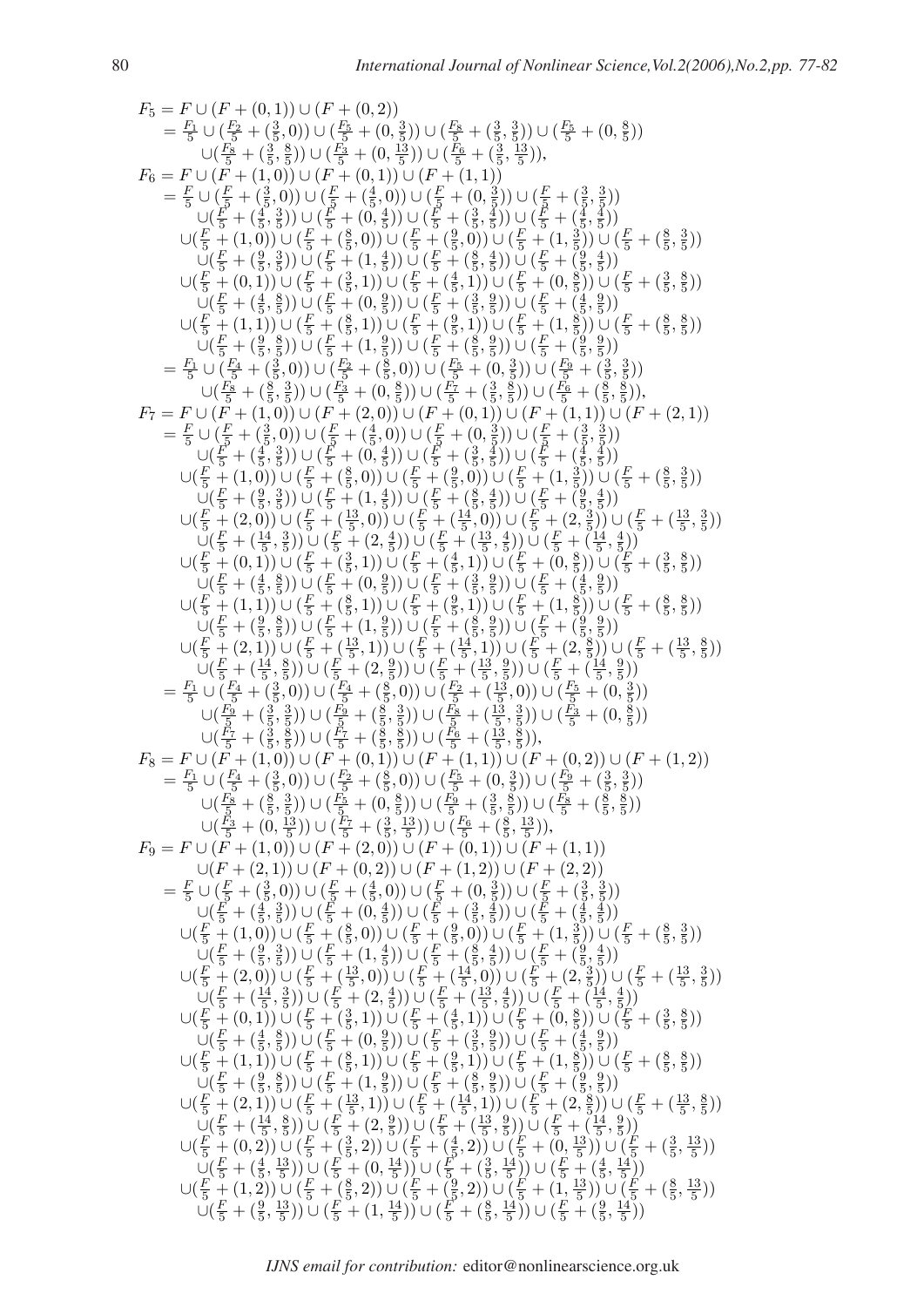$$
\begin{aligned}
F_5 &= F \cup (F+(0,1)) \cup (F+(0,2)) \\
&= \tfrac{F_1}{5} \cup (\tfrac{F_2}{5}+(\tfrac{3}{5},0)) \cup (\tfrac{F_5}{5}+(0,\tfrac{3}{5})) \cup (\tfrac{F_8}{5}+(\tfrac{3}{5},\tfrac{3}{5})) \cup (\tfrac{F_5}{5}+(0,\tfrac{8}{5})) \\
&\quad \cup (\tfrac{F_8}{5}+(\tfrac{3}{5},\tfrac{8}{5})) \cup (\tfrac{F_3}{5}+(0,\tfrac{13}{5})) \cup (\tfrac{F_6}{5}+(\tfrac{3}{5},\tfrac{13}{5})),
\end{aligned}
$$

$$
\begin{aligned}
F_6 &= F \cup (F+(1,0)) \cup (F+(0,1)) \cup (F+(1,1)) \\
&= \tfrac{F}{5} \cup (\tfrac{F}{5}+(\tfrac{3}{5},0)) \cup (\tfrac{F}{5}+(\tfrac{4}{5},0)) \cup (\tfrac{F}{5}+(0,\tfrac{3}{5})) \cup (\tfrac{F}{5}+(\tfrac{3}{5},\tfrac{3}{5})) \\
&\quad \cup (\tfrac{F}{5}+(\tfrac{4}{5},\tfrac{3}{5})) \cup (\tfrac{F}{5}+(0,\tfrac{4}{5})) \cup (\tfrac{F}{5}+(\tfrac{3}{5},\tfrac{4}{5})) \cup (\tfrac{F}{5}+(\tfrac{4}{5},\tfrac{4}{5})) \\
&\quad \cup (\tfrac{F}{5}+(1,0)) \cup (\tfrac{F}{5}+(\tfrac{8}{5},0)) \cup (\tfrac{F}{5}+(\tfrac{9}{5},0)) \cup (\tfrac{F}{5}+(1,\tfrac{3}{5})) \cup (\tfrac{F}{5}+(\tfrac{8}{5},\tfrac{3}{5})) \\
&\quad \cup (\tfrac{F}{5}+(\tfrac{9}{5},\tfrac{3}{5})) \cup (\tfrac{F}{5}+(1,\tfrac{4}{5})) \cup (\tfrac{F}{5}+(\tfrac{8}{5},\tfrac{4}{5})) \cup (\tfrac{F}{5}+(\tfrac{9}{5},\tfrac{4}{5})) \\
&\quad \cup (\tfrac{F}{5}+(0,1)) \cup (\tfrac{F}{5}+(\tfrac{3}{5},1)) \cup (\tfrac{F}{5}+(\tfrac{4}{5},1)) \cup (\tfrac{F}{5}+(0,\tfrac{8}{5})) \cup (\tfrac{F}{5}+(\tfrac{3}{5},\tfrac{8}{5})) \\
&\quad \cup (\tfrac{F}{5}+(\tfrac{4}{5},\tfrac{8}{5})) \cup (\tfrac{F}{5}+(0,\tfrac{9}{5})) \cup (\tfrac{F}{5}+(\tfrac{3}{5},\tfrac{9}{5})) \cup (\tfrac{F}{5}+(\tfrac{4}{5},\tfrac{9}{5})) \\
&\quad \cup (\tfrac{F}{5}+(1,1)) \cup (\tfrac{F}{5}+(\tfrac{8}{5},1)) \cup (\tfrac{F}{5}+(\tfrac{9}{5},1)) \cup (\tfrac{F}{5}+(1,\tfrac{8}{5})) \cup (\tfrac{F}{5}+(\tfrac{8}{5},\tfrac{8}{5})) \\
&\quad \cup (\tfrac{F}{5}+(\tfrac{9}{5},\tfrac{8}{5})) \cup (\tfrac{F}{5}+(1,\tfrac{9}{5})) \cup (\tfrac{F}{5}+(\tfrac{8}{5},\tfrac{9}{5})) \cup (\tfrac{F}{5}+(\tfrac{9}{5},\tfrac{9}{5})) \\
&= \tfrac{F_1}{5} \cup (\tfrac{F_4}{5}+(\tfrac{3}{5},0)) \cup (\tfrac{F_2}{5}+(\tfrac{8}{5},0)) \cup (\tfrac{F_5}{5}+(0,\tfrac{3}{5})) \cup (\tfrac{F_9}{5}+(\tfrac{3}{5},\tfrac{3}{5})) \\
&\quad \cup (\tfrac{F_8}{5}+(\tfrac{8}{5},\tfrac{3}{5})) \cup (\tfrac{F_3}{5}+(0,\tfrac{8}{5})) \cup (\tfrac{F_7}{5}+(\tfrac{3}{5},\tfrac{8}{5})) \cup (\tfrac{F_6}{5}+(\tfrac{8}{5},\tfrac{8}{5})),
\end{aligned}
$$

$$
\begin{aligned}
F_7 &= F \cup (F+(1,0)) \cup (F+(2,0)) \cup (F+(0,1)) \cup (F+(1,1)) \cup (F+(2,1)) \\
&= \tfrac{F}{5} \cup (\tfrac{F}{5}+(\tfrac{3}{5},0)) \cup (\tfrac{F}{5}+(\tfrac{4}{5},0)) \cup (\tfrac{F}{5}+(0,\tfrac{3}{5})) \cup (\tfrac{F}{5}+(\tfrac{3}{5},\tfrac{3}{5})) \\
&\quad \cup (\tfrac{F}{5}+(\tfrac{4}{5},\tfrac{3}{5})) \cup (\tfrac{F}{5}+(0,\tfrac{4}{5})) \cup (\tfrac{F}{5}+(\tfrac{3}{5},\tfrac{4}{5})) \cup (\tfrac{F}{5}+(\tfrac{4}{5},\tfrac{4}{5})) \\
&\quad \cup (\tfrac{F}{5}+(1,0)) \cup (\tfrac{F}{5}+(\tfrac{8}{5},0)) \cup (\tfrac{F}{5}+(\tfrac{9}{5},0)) \cup (\tfrac{F}{5}+(1,\tfrac{3}{5})) \cup (\tfrac{F}{5}+(\tfrac{8}{5},\tfrac{3}{5})) \\
&\quad \cup (\tfrac{F}{5}+(\tfrac{9}{5},\tfrac{3}{5})) \cup (\tfrac{F}{5}+(1,\tfrac{4}{5})) \cup (\tfrac{F}{5}+(\tfrac{8}{5},\tfrac{4}{5})) \cup (\tfrac{F}{5}+(\tfrac{9}{5},\tfrac{4}{5})) \\
&\quad \cup (\tfrac{F}{5}+(2,0)) \cup (\tfrac{F}{5}+(\tfrac{13}{5},0)) \cup (\tfrac{F}{5}+(\tfrac{14}{5},0)) \cup (\tfrac{F}{5}+(2,\tfrac{3}{5})) \cup (\tfrac{F}{5}+(\tfrac{13}{5},\tfrac{3}{5})) \\
&\quad \cup (\tfrac{F}{5}+(\tfrac{14}{5},\tfrac{3}{5})) \cup (\tfrac{F}{5}+(2,\tfrac{4}{5})) \cup (\tfrac{F}{5}+(\tfrac{13}{5},\tfrac{4}{5})) \cup (\tfrac{F}{5}+(\tfrac{14}{5},\tfrac{4}{5})) \\
&\quad \cup (\tfrac{F}{5}+(0,1)) \cup (\tfrac{F}{5}+(\tfrac{3}{5},1)) \cup (\tfrac{F}{5}+(\tfrac{4}{5},1)) \cup (\tfrac{F}{5}+(0,\tfrac{8}{5})) \cup (\tfrac{F}{5}+(\tfrac{3}{5},\tfrac{8}{5})) \\
&\quad \cup (\tfrac{F}{5}+(\tfrac{4}{5},\tfrac{8}{5})) \cup (\tfrac{F}{5}+(0,\tfrac{9}{5})) \cup (\tfrac{F}{5}+(\tfrac{3}{5},\tfrac{9}{5})) \cup (\tfrac{F}{5}+(\tfrac{4}{5},\tfrac{9}{5})) \\
&\quad \cup (\tfrac{F}{5}+(1,1)) \cup (\tfrac{F}{5}+(\tfrac{8}{5},1)) \cup (\tfrac{F}{5}+(\tfrac{9}{5},1)) \cup (\tfrac{F}{5}+(1,\tfrac{8}{5})) \cup (\tfrac{F}{5}+(\tfrac{8}{5},\tfrac{8}{5})) \\
&\quad \cup (\tfrac{F}{5}+(\tfrac{9}{5},\tfrac{8}{5})) \cup (\tfrac{F}{5}+(1,\tfrac{9}{5})) \cup (\tfrac{F}{5}+(\tfrac{8}{5},\tfrac{9}{5})) \cup (\tfrac{F}{5}+(\tfrac{9}{5},\tfrac{9}{5})) \\
&\quad \cup (\tfrac{F}{5}+(2,1)) \cup (\tfrac{F}{5}+(\tfrac{13}{5},1)) \cup (\tfrac{F}{5}+(\tfrac{14}{5},1)) \cup (\tfrac{F}{5}+(2,\tfrac{8}{5})) \cup (\tfrac{F}{5}+(\tfrac{13}{5},\tfrac{8}{5})) \\
&\quad \cup (\tfrac{F}{5}+(\tfrac{14}{5},\tfrac{8}{5})) \cup (\tfrac{F}{5}+(2,\tfrac{9}{5})) \cup (\tfrac{F}{5}+(\tfrac{13}{5},\tfrac{9}{5})) \cup (\tfrac{F}{5}+(\tfrac{14}{5},\tfrac{9}{5})) \\
&= \tfrac{F_1}{5} \cup (\tfrac{F_4}{5}+(\tfrac{3}{5},0)) \cup (\tfrac{F_4}{5}+(\tfrac{8}{5},0)) \cup (\tfrac{F_2}{5}+(\tfrac{13}{5},0)) \cup (\tfrac{F_5}{5}+(0,\tfrac{3}{5})) \\
&\quad \cup (\tfrac{F_9}{5}+(\tfrac{3}{5},\tfrac{3}{5})) \cup (\tfrac{F_9}{5}+(\tfrac{8}{5},\tfrac{3}{5})) \cup (\tfrac{F_8}{5}+(\tfrac{13}{5},\tfrac{3}{5})) \cup (\tfrac{F_3}{5}+(0,\tfrac{8}{5})) \\
&\quad \cup (\tfrac{F_7}{5}+(\tfrac{3}{5},\tfrac{8}{5})) \cup (\tfrac{F_7}{5}+(\tfrac{8}{5},\tfrac{8}{5})) \cup (\tfrac{F_6}{5}+(\tfrac{13}{5},\tfrac{8}{5})),
\end{aligned}
$$

$$
\begin{aligned}
F_8 &= F \cup (F+(1,0)) \cup (F+(0,1)) \cup (F+(1,1)) \cup (F+(0,2)) \cup (F+(1,2)) \\
&= \tfrac{F_1}{5} \cup (\tfrac{F_4}{5}+(\tfrac{3}{5},0)) \cup (\tfrac{F_2}{5}+(\tfrac{8}{5},0)) \cup (\tfrac{F_5}{5}+(0,\tfrac{3}{5})) \cup (\tfrac{F_9}{5}+(\tfrac{3}{5},\tfrac{3}{5})) \\
&\quad \cup (\tfrac{F_8}{5}+(\tfrac{8}{5},\tfrac{3}{5})) \cup (\tfrac{F_5}{5}+(0,\tfrac{8}{5})) \cup (\tfrac{F_9}{5}+(\tfrac{3}{5},\tfrac{8}{5})) \cup (\tfrac{F_8}{5}+(\tfrac{8}{5},\tfrac{8}{5})) \\
&\quad \cup (\tfrac{F_3}{5}+(0,\tfrac{13}{5})) \cup (\tfrac{F_7}{5}+(\tfrac{3}{5},\tfrac{13}{5})) \cup (\tfrac{F_6}{5}+(\tfrac{8}{5},\tfrac{13}{5})),
\end{aligned}
$$

$$
\begin{aligned}
F_9 &= F \cup (F+(1,0)) \cup (F+(2,0)) \cup (F+(0,1)) \cup (F+(1,1)) \\
&\quad \cup (F+(2,1)) \cup (F+(0,2)) \cup (F+(1,2)) \cup (F+(2,2)) \\
&= \tfrac{F}{5} \cup (\tfrac{F}{5}+(\tfrac{3}{5},0)) \cup (\tfrac{F}{5}+(\tfrac{4}{5},0)) \cup (\tfrac{F}{5}+(0,\tfrac{3}{5})) \cup (\tfrac{F}{5}+(\tfrac{3}{5},\tfrac{3}{5})) \\
&\quad \cup (\tfrac{F}{5}+(\tfrac{4}{5},\tfrac{3}{5})) \cup (\tfrac{F}{5}+(0,\tfrac{4}{5})) \cup (\tfrac{F}{5}+(\tfrac{3}{5},\tfrac{4}{5})) \cup (\tfrac{F}{5}+(\tfrac{4}{5},\tfrac{4}{5})) \\
&\quad \cup (\tfrac{F}{5}+(1,0)) \cup (\tfrac{F}{5}+(\tfrac{8}{5},0)) \cup (\tfrac{F}{5}+(\tfrac{9}{5},0)) \cup (\tfrac{F}{5}+(1,\tfrac{3}{5})) \cup (\tfrac{F}{5}+(\tfrac{8}{5},\tfrac{3}{5})) \\
&\quad \cup (\tfrac{F}{5}+(\tfrac{9}{5},\tfrac{3}{5})) \cup (\tfrac{F}{5}+(1,\tfrac{4}{5})) \cup (\tfrac{F}{5}+(\tfrac{8}{5},\tfrac{4}{5})) \cup (\tfrac{F}{5}+(\tfrac{9}{5},\tfrac{4}{5})) \\
&\quad \cup (\tfrac{F}{5}+(2,0)) \cup (\tfrac{F}{5}+(\tfrac{13}{5},0)) \cup (\tfrac{F}{5}+(\tfrac{14}{5},0)) \cup (\tfrac{F}{5}+(2,\tfrac{3}{5})) \cup (\tfrac{F}{5}+(\tfrac{13}{5},\tfrac{3}{5})) \\
&\quad \cup (\tfrac{F}{5}+(\tfrac{14}{5},\tfrac{3}{5})) \cup (\tfrac{F}{5}+(2,\tfrac{4}{5})) \cup (\tfrac{F}{5}+(\tfrac{13}{5},\tfrac{4}{5})) \cup (\tfrac{F}{5}+(\tfrac{14}{5},\tfrac{4}{5})) \\
&\quad \cup (\tfrac{F}{5}+(0,1)) \cup (\tfrac{F}{5}+(\tfrac{3}{5},1)) \cup (\tfrac{F}{5}+(\tfrac{4}{5},1)) \cup (\tfrac{F}{5}+(0,\tfrac{8}{5})) \cup (\tfrac{F}{5}+(\tfrac{3}{5},\tfrac{8}{5})) \\
&\quad \cup (\tfrac{F}{5}+(\tfrac{4}{5},\tfrac{8}{5})) \cup (\tfrac{F}{5}+(0,\tfrac{9}{5})) \cup (\tfrac{F}{5}+(\tfrac{3}{5},\tfrac{9}{5})) \cup (\tfrac{F}{5}+(\tfrac{4}{5},\tfrac{9}{5})) \\
&\quad \cup (\tfrac{F}{5}+(1,1)) \cup (\tfrac{F}{5}+(\tfrac{8}{5},1)) \cup (\tfrac{F}{5}+(\tfrac{9}{5},1)) \cup (\tfrac{F}{5}+(1,\tfrac{8}{5})) \cup (\tfrac{F}{5}+(\tfrac{8}{5},\tfrac{8}{5})) \\
&\quad \cup (\tfrac{F}{5}+(\tfrac{9}{5},\tfrac{8}{5})) \cup (\tfrac{F}{5}+(1,\tfrac{9}{5})) \cup (\tfrac{F}{5}+(\tfrac{8}{5},\tfrac{9}{5})) \cup (\tfrac{F}{5}+(\tfrac{9}{5},\tfrac{9}{5})) \\
&\quad \cup (\tfrac{F}{5}+(2,1)) \cup (\tfrac{F}{5}+(\tfrac{13}{5},1)) \cup (\tfrac{F}{5}+(\tfrac{14}{5},1)) \cup (\tfrac{F}{5}+(2,\tfrac{8}{5})) \cup (\tfrac{F}{5}+(\tfrac{13}{5},\tfrac{8}{5})) \\
&\quad \cup (\tfrac{F}{5}+(\tfrac{14}{5},\tfrac{8}{5})) \cup (\tfrac{F}{5}+(2,\tfrac{9}{5})) \cup (\tfrac{F}{5}+(\tfrac{13}{5},\tfrac{9}{5})) \cup (\tfrac{F}{5}+(\tfrac{14}{5},\tfrac{9}{5})) \\
&\quad \cup (\tfrac{F}{5}+(0,2)) \cup (\tfrac{F}{5}+(\tfrac{3}{5},2)) \cup (\tfrac{F}{5}+(\tfrac{4}{5},2)) \cup (\tfrac{F}{5}+(0,\tfrac{13}{5})) \cup (\tfrac{F}{5}+(\tfrac{3}{5},\tfrac{13}{5})) \\
&\quad \cup (\tfrac{F}{5}+(\tfrac{4}{5},\tfrac{13}{5})) \cup (\tfrac{F}{5}+(0,\tfrac{14}{5})) \cup (\tfrac{F}{5}+(\tfrac{3}{5},\tfrac{14}{5})) \cup (\tfrac{F}{5}+(\tfrac{4}{5},\tfrac{14}{5})) \\
&\quad \cup (\tfrac{F}{5}+(1,2)) \cup (\tfrac{F}{5}+(\tfrac{8}{5},2)) \cup (\tfrac{F}{5}+(\tfrac{9}{5},2)) \cup (\tfrac{F}{5}+(1,\tfrac{13}{5})) \cup (\tfrac{F}{5}+(\tfrac{8}{5},\tfrac{13}{5})) \\
&\quad \cup (\tfrac{F}{5}+(\tfrac{9}{5},\tfrac{13}{5})) \cup (\tfrac{F}{5}+(1,\tfrac{14}{5})) \cup (\tfrac{F}{5}+(\tfrac{8}{5},\tfrac{14}{5})) \cup (\tfrac{F}{5}+(\tfrac{9}{5},\tfrac{14}{5}))
\end{aligned}
$$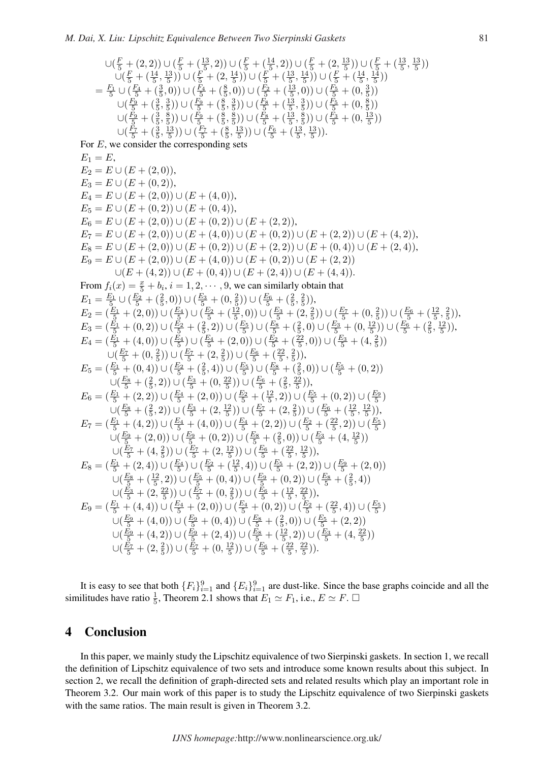$$
\begin{aligned}
&\cup(\tfrac{F}{5}+(2,2))\cup(\tfrac{F}{5}+(\tfrac{13}{5},2))\cup(\tfrac{F}{5}+(\tfrac{14}{5},2))\cup(\tfrac{F}{5}+(2,\tfrac{13}{5}))\cup(\tfrac{F}{5}+(\tfrac{13}{5},\tfrac{13}{5}))\\
&\quad\cup(\tfrac{F}{5}+(\tfrac{14}{5},\tfrac{13}{5}))\cup(\tfrac{F}{5}+(2,\tfrac{14}{5}))\cup(\tfrac{F}{5}+(\tfrac{13}{5},\tfrac{14}{5}))\cup(\tfrac{F}{5}+(\tfrac{14}{5},\tfrac{14}{5}))\\
&=\tfrac{F_1}{5}\cup(\tfrac{F_4}{5}+(\tfrac{3}{5},0))\cup(\tfrac{F_4}{5}+(\tfrac{8}{5},0))\cup(\tfrac{F_2}{5}+(\tfrac{13}{5},0))\cup(\tfrac{F_5}{5}+(0,\tfrac{3}{5}))\\
&\quad\cup(\tfrac{F_9}{5}+(\tfrac{3}{5},\tfrac{3}{5}))\cup(\tfrac{F_9}{5}+(\tfrac{8}{5},\tfrac{3}{5}))\cup(\tfrac{F_8}{5}+(\tfrac{13}{5},\tfrac{3}{5}))\cup(\tfrac{F_5}{5}+(0,\tfrac{8}{5}))\\
&\quad\cup(\tfrac{F_9}{5}+(\tfrac{3}{5},\tfrac{8}{5}))\cup(\tfrac{F_9}{5}+(\tfrac{8}{5},\tfrac{8}{5}))\cup(\tfrac{F_8}{5}+(\tfrac{13}{5},\tfrac{8}{5}))\cup(\tfrac{F_3}{5}+(0,\tfrac{13}{5}))\\
&\quad\cup(\tfrac{F_7}{5}+(\tfrac{3}{5},\tfrac{13}{5}))\cup(\tfrac{F_7}{5}+(\tfrac{8}{5},\tfrac{13}{5}))\cup(\tfrac{F_6}{5}+(\tfrac{13}{5},\tfrac{13}{5})).
\end{aligned}
$$

For $E$, we consider the corresponding sets

$$
\begin{aligned}
&E_1=E,\\
&E_2=E\cup(E+(2,0)),\\
&E_3=E\cup(E+(0,2)),\\
&E_4=E\cup(E+(2,0))\cup(E+(4,0)),\\
&E_5=E\cup(E+(0,2))\cup(E+(0,4)),\\
&E_6=E\cup(E+(2,0))\cup(E+(0,2))\cup(E+(2,2)),\\
&E_7=E\cup(E+(2,0))\cup(E+(4,0))\cup(E+(0,2))\cup(E+(2,2))\cup(E+(4,2)),\\
&E_8=E\cup(E+(2,0))\cup(E+(0,2))\cup(E+(2,2))\cup(E+(0,4))\cup(E+(2,4)),\\
&E_9=E\cup(E+(2,0))\cup(E+(4,0))\cup(E+(0,2))\cup(E+(2,2))\\
&\quad\cup(E+(4,2))\cup(E+(0,4))\cup(E+(2,4))\cup(E+(4,4)).
\end{aligned}
$$

From $f_i(x)=\frac{x}{5}+b_i,\ i=1,2,\cdots,9$, we can similarly obtain that

$$
\begin{aligned}
E_1&=\tfrac{E_1}{5}\cup(\tfrac{E_2}{5}+(\tfrac{2}{5},0))\cup(\tfrac{E_3}{5}+(0,\tfrac{2}{5}))\cup(\tfrac{E_6}{5}+(\tfrac{2}{5},\tfrac{2}{5})),\\
E_2&=(\tfrac{E_1}{5}+(2,0))\cup(\tfrac{E_4}{5})\cup(\tfrac{E_2}{5}+(\tfrac{12}{5},0))\cup(\tfrac{E_3}{5}+(2,\tfrac{2}{5}))\cup(\tfrac{E_7}{5}+(0,\tfrac{2}{5}))\cup(\tfrac{E_6}{5}+(\tfrac{12}{5},\tfrac{2}{5})),\\
E_3&=(\tfrac{E_1}{5}+(0,2))\cup(\tfrac{E_2}{5}+(\tfrac{2}{5},2))\cup(\tfrac{E_5}{5})\cup(\tfrac{E_8}{5}+(\tfrac{2}{5},0)\cup(\tfrac{E_3}{5}+(0,\tfrac{12}{5}))\cup(\tfrac{E_6}{5}+(\tfrac{2}{5},\tfrac{12}{5})),\\
E_4&=(\tfrac{E_1}{5}+(4,0))\cup(\tfrac{E_4}{5})\cup(\tfrac{E_4}{5}+(2,0))\cup(\tfrac{E_2}{5}+(\tfrac{22}{5},0))\cup(\tfrac{E_3}{5}+(4,\tfrac{2}{5}))\\
&\quad\cup(\tfrac{E_7}{5}+(0,\tfrac{2}{5}))\cup(\tfrac{E_7}{5}+(2,\tfrac{2}{5}))\cup(\tfrac{E_6}{5}+(\tfrac{22}{5},\tfrac{2}{5})),\\
E_5&=(\tfrac{E_1}{5}+(0,4))\cup(\tfrac{E_2}{5}+(\tfrac{2}{5},4))\cup(\tfrac{E_5}{5})\cup(\tfrac{E_8}{5}+(\tfrac{2}{5},0))\cup(\tfrac{E_5}{5}+(0,2))\\
&\quad\cup(\tfrac{E_8}{5}+(\tfrac{2}{5},2))\cup(\tfrac{E_3}{5}+(0,\tfrac{22}{5}))\cup(\tfrac{E_6}{5}+(\tfrac{2}{5},\tfrac{22}{5})),\\
E_6&=(\tfrac{E_1}{5}+(2,2))\cup(\tfrac{E_4}{5}+(2,0))\cup(\tfrac{E_2}{5}+(\tfrac{12}{5},2))\cup(\tfrac{E_5}{5}+(0,2))\cup(\tfrac{E_9}{5})\\
&\quad\cup(\tfrac{E_8}{5}+(\tfrac{2}{5},2))\cup(\tfrac{E_3}{5}+(2,\tfrac{12}{5}))\cup(\tfrac{E_7}{5}+(2,\tfrac{2}{5}))\cup(\tfrac{E_6}{5}+(\tfrac{12}{5},\tfrac{12}{5})),\\
E_7&=(\tfrac{E_1}{5}+(4,2))\cup(\tfrac{E_4}{5}+(4,0))\cup(\tfrac{E_4}{5}+(2,2))\cup(\tfrac{E_2}{5}+(\tfrac{22}{5},2))\cup(\tfrac{E_5}{5})\\
&\quad\cup(\tfrac{E_9}{5}+(2,0))\cup(\tfrac{E_9}{5}+(0,2))\cup(\tfrac{E_8}{5}+(\tfrac{2}{5},0))\cup(\tfrac{E_3}{5}+(4,\tfrac{12}{5}))\\
&\quad\cup(\tfrac{E_7}{5}+(4,\tfrac{2}{5}))\cup(\tfrac{E_7}{5}+(2,\tfrac{12}{5}))\cup(\tfrac{E_6}{5}+(\tfrac{22}{5},\tfrac{12}{5})),\\
E_8&=(\tfrac{E_1}{5}+(2,4))\cup(\tfrac{E_4}{5})\cup(\tfrac{E_2}{5}+(\tfrac{12}{5},4))\cup(\tfrac{E_5}{5}+(2,2))\cup(\tfrac{E_9}{5}+(2,0))\\
&\quad\cup(\tfrac{E_8}{5}+(\tfrac{12}{5},2))\cup(\tfrac{E_5}{5}+(0,4))\cup(\tfrac{E_9}{5}+(0,2))\cup(\tfrac{E_8}{5}+(\tfrac{2}{5},4))\\
&\quad\cup(\tfrac{E_3}{5}+(2,\tfrac{22}{5}))\cup(\tfrac{E_7}{5}+(0,\tfrac{2}{5}))\cup(\tfrac{E_6}{5}+(\tfrac{12}{5},\tfrac{22}{5})),\\
E_9&=(\tfrac{E_1}{5}+(4,4))\cup(\tfrac{E_4}{5}+(2,0))\cup(\tfrac{E_4}{5}+(0,2))\cup(\tfrac{E_2}{5}+(\tfrac{22}{5},4))\cup(\tfrac{E_5}{5})\\
&\quad\cup(\tfrac{E_9}{5}+(4,0))\cup(\tfrac{E_9}{5}+(0,4))\cup(\tfrac{E_8}{5}+(\tfrac{2}{5},0))\cup(\tfrac{E_5}{5}+(2,2))\\
&\quad\cup(\tfrac{E_9}{5}+(4,2))\cup(\tfrac{E_9}{5}+(2,4))\cup(\tfrac{E_8}{5}+(\tfrac{12}{5},2))\cup(\tfrac{E_3}{5}+(4,\tfrac{22}{5}))\\
&\quad\cup(\tfrac{E_7}{5}+(2,\tfrac{2}{5}))\cup(\tfrac{E_7}{5}+(0,\tfrac{12}{5}))\cup(\tfrac{E_6}{5}+(\tfrac{22}{5},\tfrac{22}{5})).
\end{aligned}
$$

It is easy to see that both $\{F_i\}_{i=1}^9$ and $\{E_i\}_{i=1}^9$ are dust-like. Since the base graphs coincide and all the similitudes have ratio $\frac{1}{5}$, Theorem 2.1 shows that $E_1 \simeq F_1$, i.e., $E \simeq F$. □

# 4 Conclusion

In this paper, we mainly study the Lipschitz equivalence of two Sierpinski gaskets. In section 1, we recall the definition of Lipschitz equivalence of two sets and introduce some known results about this subject. In section 2, we recall the definition of graph-directed sets and related results which play an important role in Theorem 3.2. Our main work of this paper is to study the Lipschitz equivalence of two Sierpinski gaskets with the same ratios. The main result is given in Theorem 3.2.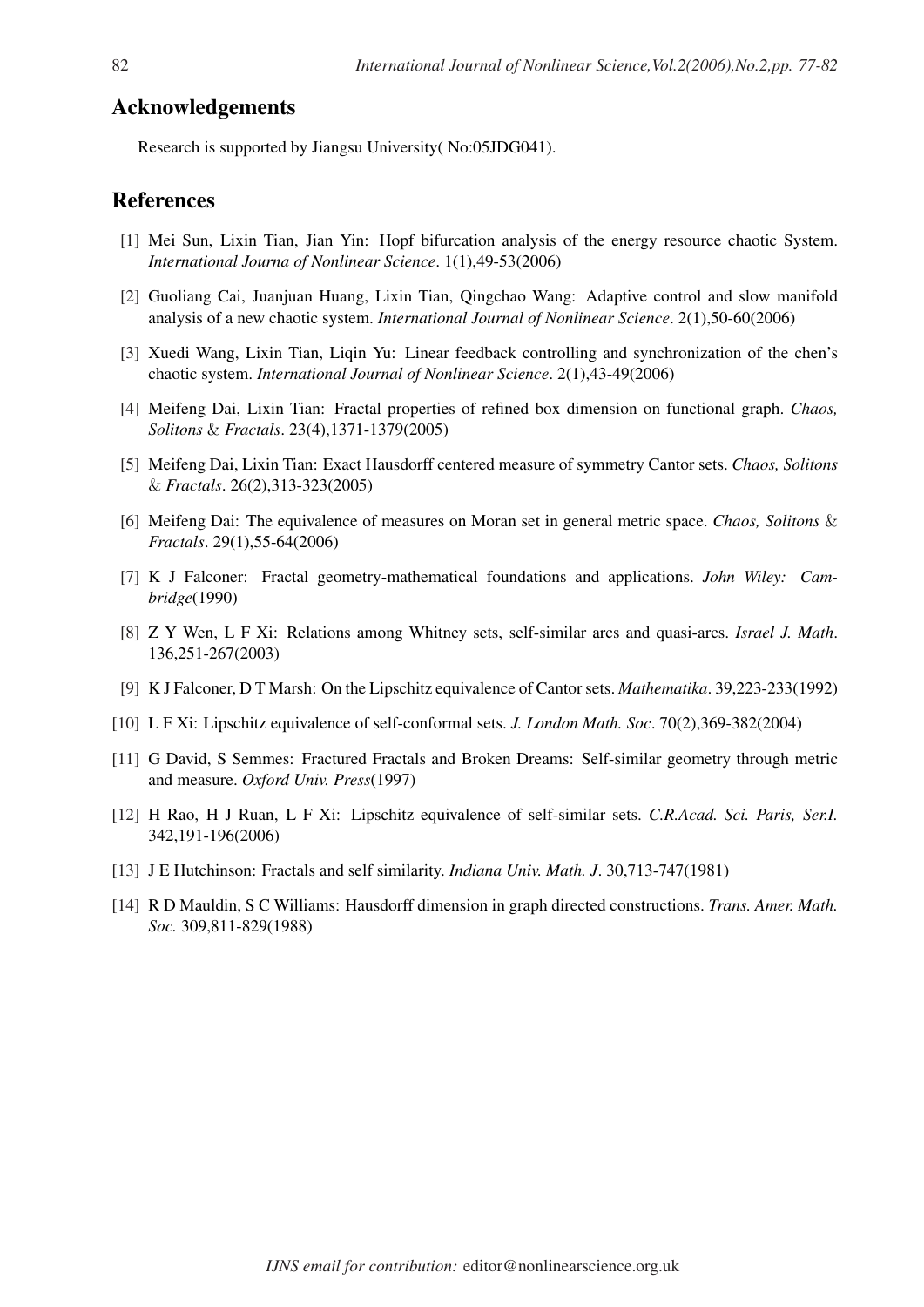## Acknowledgements

Research is supported by Jiangsu University( No:05JDG041).

## References

[1] Mei Sun, Lixin Tian, Jian Yin: Hopf bifurcation analysis of the energy resource chaotic System. *International Journa of Nonlinear Science*. 1(1),49-53(2006)

[2] Guoliang Cai, Juanjuan Huang, Lixin Tian, Qingchao Wang: Adaptive control and slow manifold analysis of a new chaotic system. *International Journal of Nonlinear Science*. 2(1),50-60(2006)

[3] Xuedi Wang, Lixin Tian, Liqin Yu: Linear feedback controlling and synchronization of the chen's chaotic system. *International Journal of Nonlinear Science*. 2(1),43-49(2006)

[4] Meifeng Dai, Lixin Tian: Fractal properties of refined box dimension on functional graph. *Chaos, Solitons & Fractals*. 23(4),1371-1379(2005)

[5] Meifeng Dai, Lixin Tian: Exact Hausdorff centered measure of symmetry Cantor sets. *Chaos, Solitons & Fractals*. 26(2),313-323(2005)

[6] Meifeng Dai: The equivalence of measures on Moran set in general metric space. *Chaos, Solitons & Fractals*. 29(1),55-64(2006)

[7] K J Falconer: Fractal geometry-mathematical foundations and applications. *John Wiley: Cambridge*(1990)

[8] Z Y Wen, L F Xi: Relations among Whitney sets, self-similar arcs and quasi-arcs. *Israel J. Math*. 136,251-267(2003)

[9] K J Falconer, D T Marsh: On the Lipschitz equivalence of Cantor sets. *Mathematika*. 39,223-233(1992)

[10] L F Xi: Lipschitz equivalence of self-conformal sets. *J. London Math. Soc*. 70(2),369-382(2004)

[11] G David, S Semmes: Fractured Fractals and Broken Dreams: Self-similar geometry through metric and measure. *Oxford Univ. Press*(1997)

[12] H Rao, H J Ruan, L F Xi: Lipschitz equivalence of self-similar sets. *C.R.Acad. Sci. Paris, Ser.I.* 342,191-196(2006)

[13] J E Hutchinson: Fractals and self similarity. *Indiana Univ. Math. J*. 30,713-747(1981)

[14] R D Mauldin, S C Williams: Hausdorff dimension in graph directed constructions. *Trans. Amer. Math. Soc.* 309,811-829(1988)